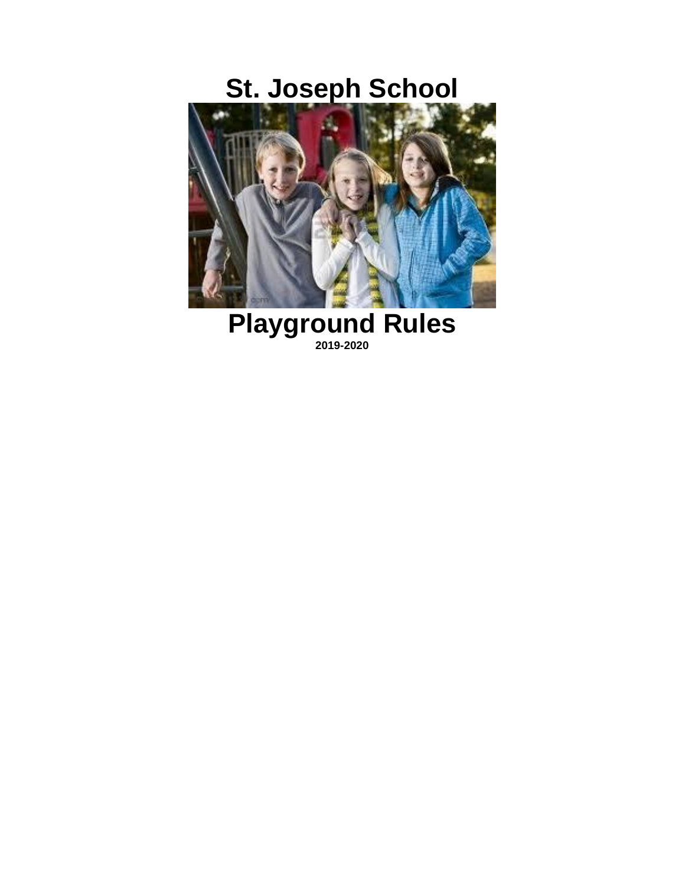# St. Joseph School

# Playground Rules

**2019-2020**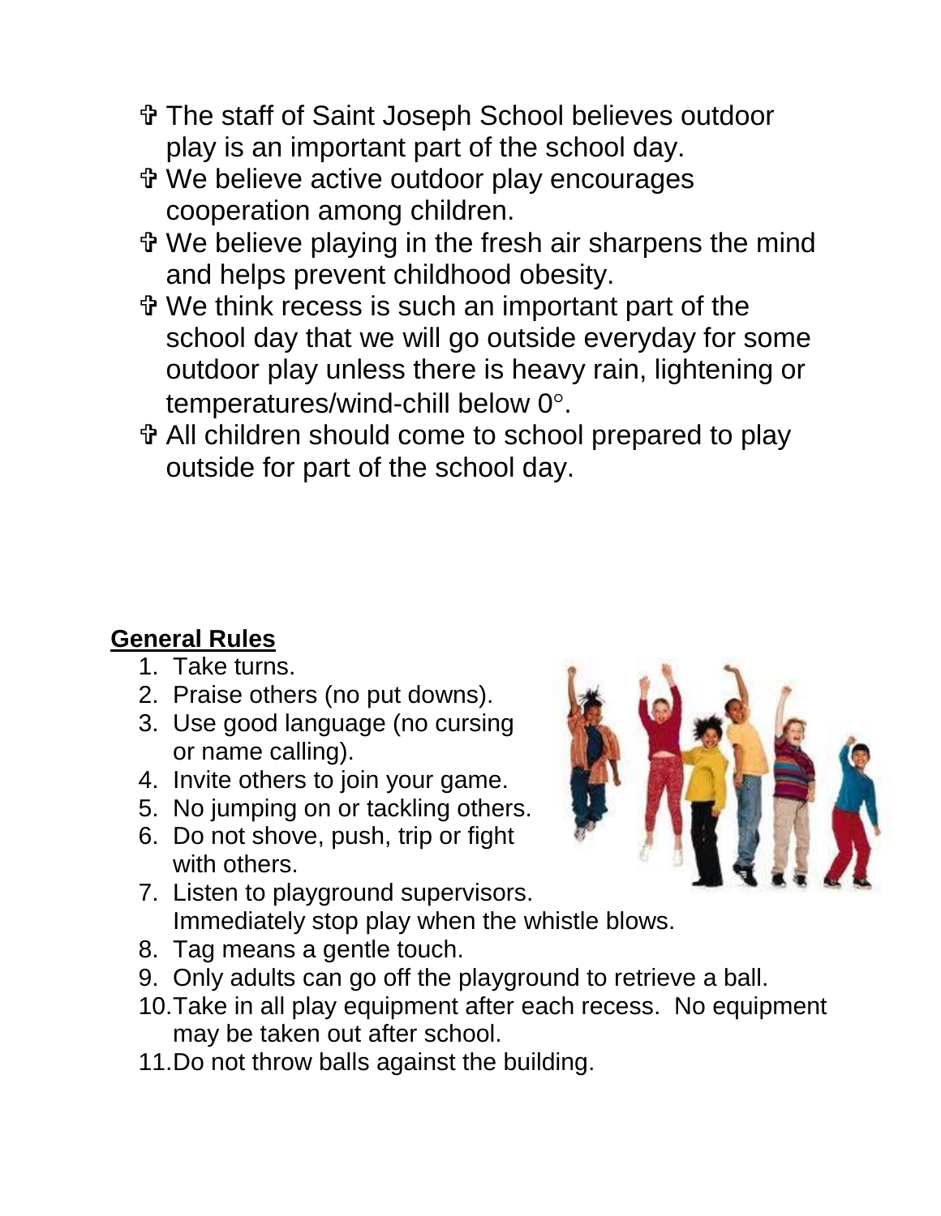- ✞ The staff of Saint Joseph School believes outdoor play is an important part of the school day.
- ✞ We believe active outdoor play encourages cooperation among children.
- ✞ We believe playing in the fresh air sharpens the mind and helps prevent childhood obesity.
- ✞ We think recess is such an important part of the school day that we will go outside everyday for some outdoor play unless there is heavy rain, lightening or temperatures/wind-chill below 0°.
- ✞ All children should come to school prepared to play outside for part of the school day.

**General Rules**

1. Take turns.
2. Praise others (no put downs).
3. Use good language (no cursing or name calling).
4. Invite others to join your game.
5. No jumping on or tackling others.
6. Do not shove, push, trip or fight with others.
7. Listen to playground supervisors. Immediately stop play when the whistle blows.
8. Tag means a gentle touch.
9. Only adults can go off the playground to retrieve a ball.
10. Take in all play equipment after each recess. No equipment may be taken out after school.
11. Do not throw balls against the building.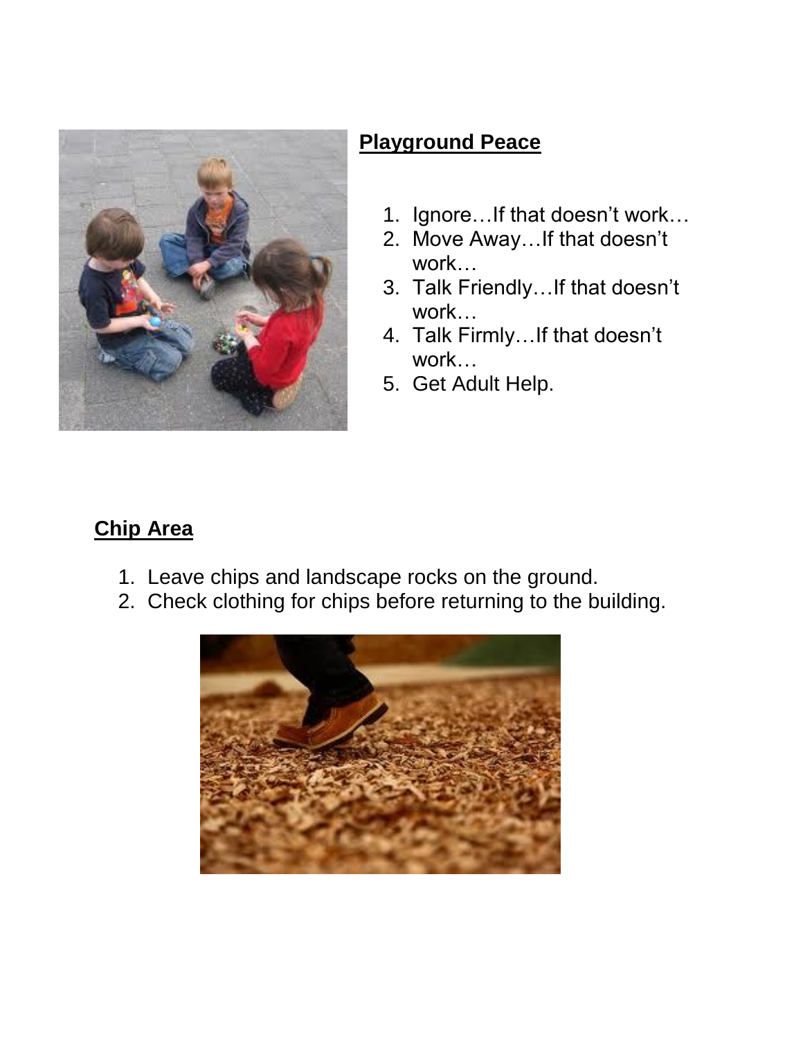## Playground Peace

1. Ignore…If that doesn't work…
2. Move Away…If that doesn't work…
3. Talk Friendly…If that doesn't work…
4. Talk Firmly…If that doesn't work…
5. Get Adult Help.

## Chip Area

1. Leave chips and landscape rocks on the ground.
2. Check clothing for chips before returning to the building.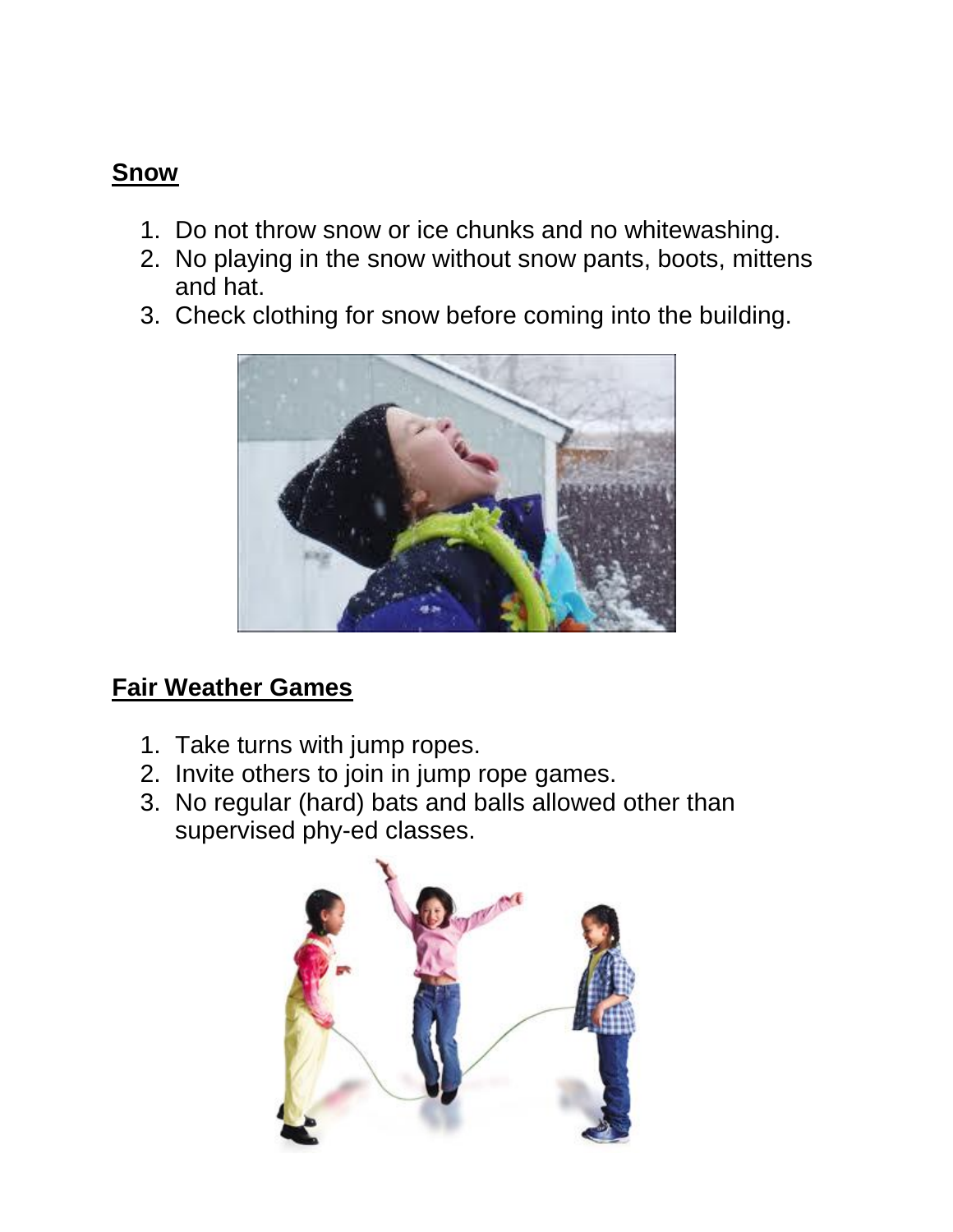**Snow**

1. Do not throw snow or ice chunks and no whitewashing.
2. No playing in the snow without snow pants, boots, mittens and hat.
3. Check clothing for snow before coming into the building.

**Fair Weather Games**

1. Take turns with jump ropes.
2. Invite others to join in jump rope games.
3. No regular (hard) bats and balls allowed other than supervised phy-ed classes.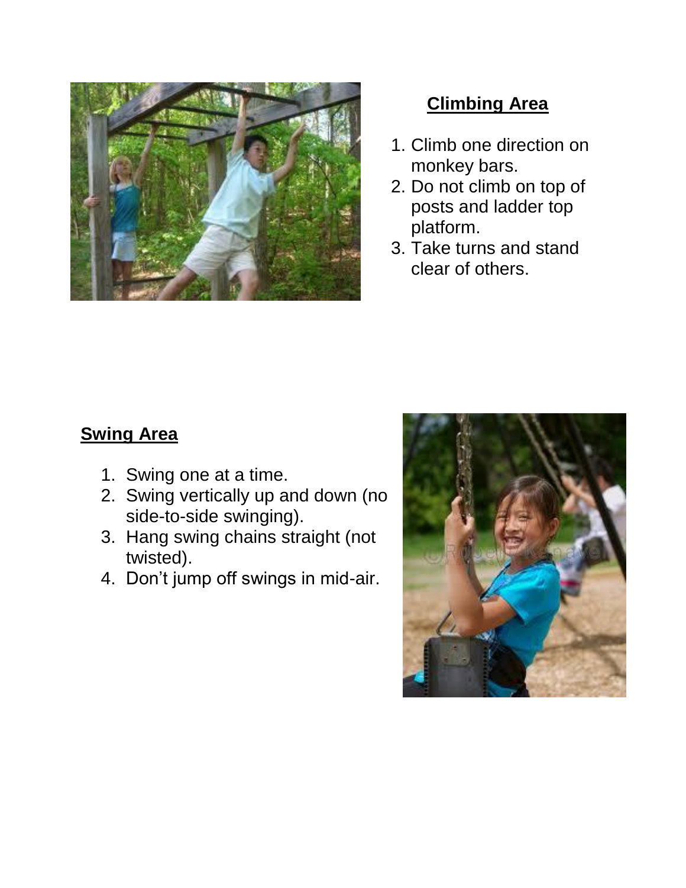## Climbing Area

1. Climb one direction on monkey bars.
2. Do not climb on top of posts and ladder top platform.
3. Take turns and stand clear of others.

## Swing Area

1. Swing one at a time.
2. Swing vertically up and down (no side-to-side swinging).
3. Hang swing chains straight (not twisted).
4. Don’t jump off swings in mid-air.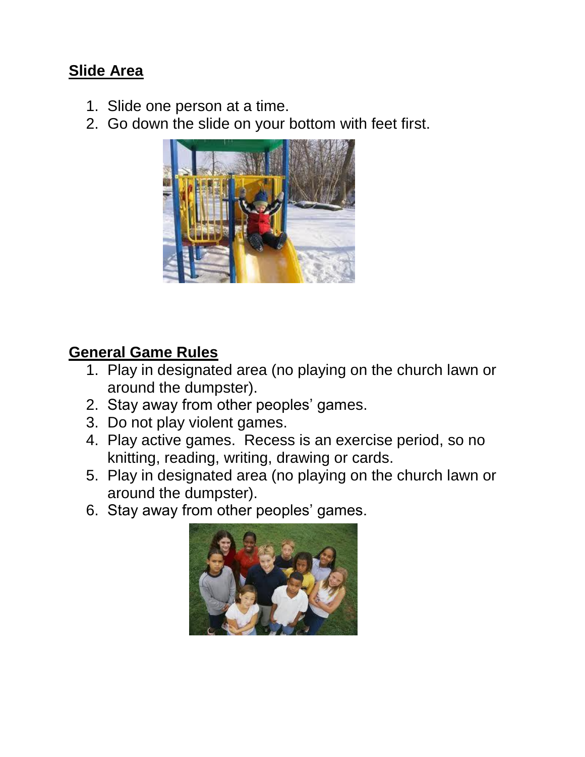## Slide Area

1. Slide one person at a time.
2. Go down the slide on your bottom with feet first.

## General Game Rules

1. Play in designated area (no playing on the church lawn or around the dumpster).
2. Stay away from other peoples' games.
3. Do not play violent games.
4. Play active games. Recess is an exercise period, so no knitting, reading, writing, drawing or cards.
5. Play in designated area (no playing on the church lawn or around the dumpster).
6. Stay away from other peoples' games.